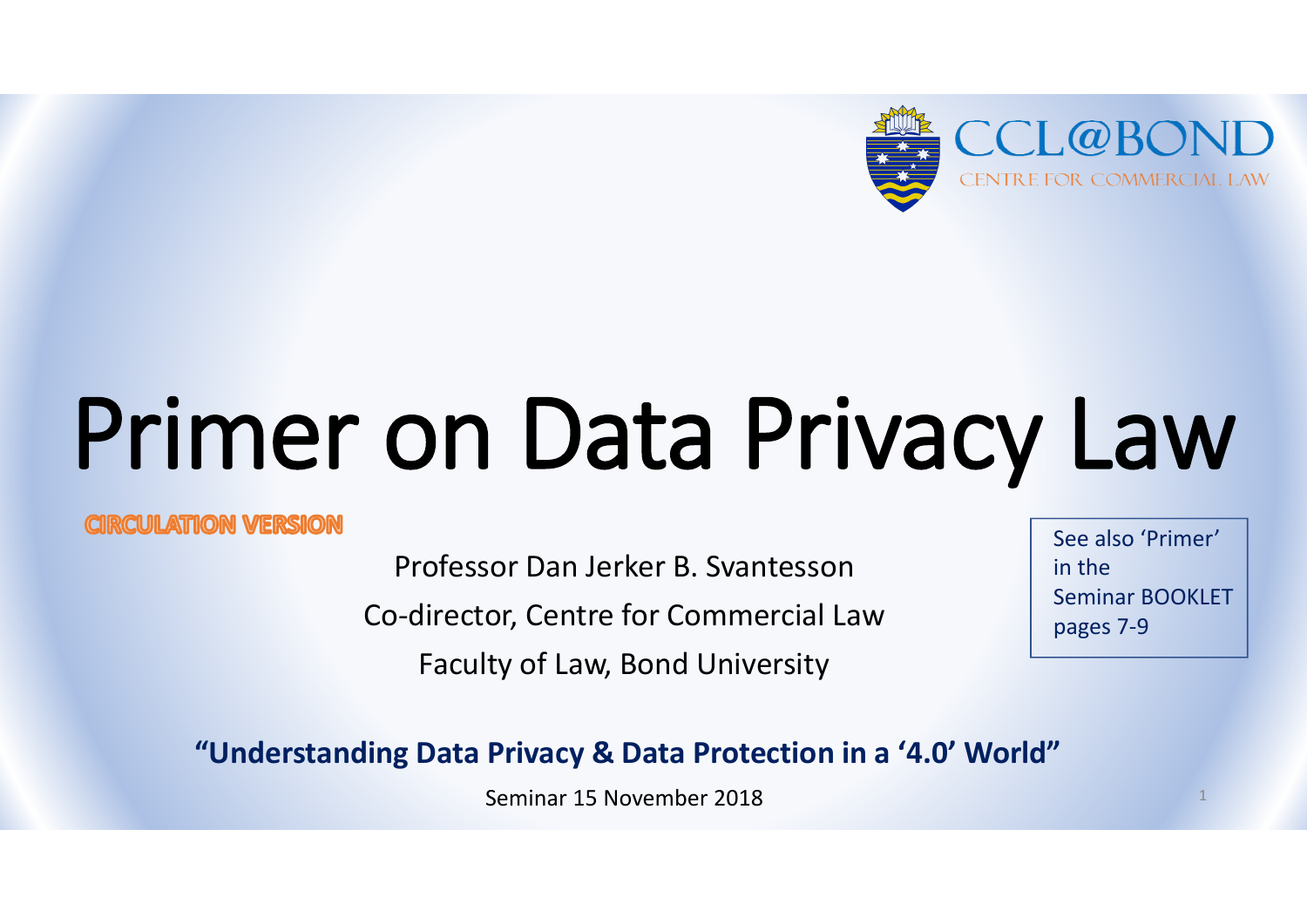CCL@BOND

CENTRE FOR COMMERCIAL LAW

# Primer on Data Privacy Law

CIRCULATION VERSION

Professor Dan Jerker B. Svantesson

Co-director, Centre for Commercial Law

Faculty of Law, Bond University

See also 'Primer' in the Seminar BOOKLET pages 7-9

**"Understanding Data Privacy & Data Protection in a '4.0' World"**

Seminar 15 November 2018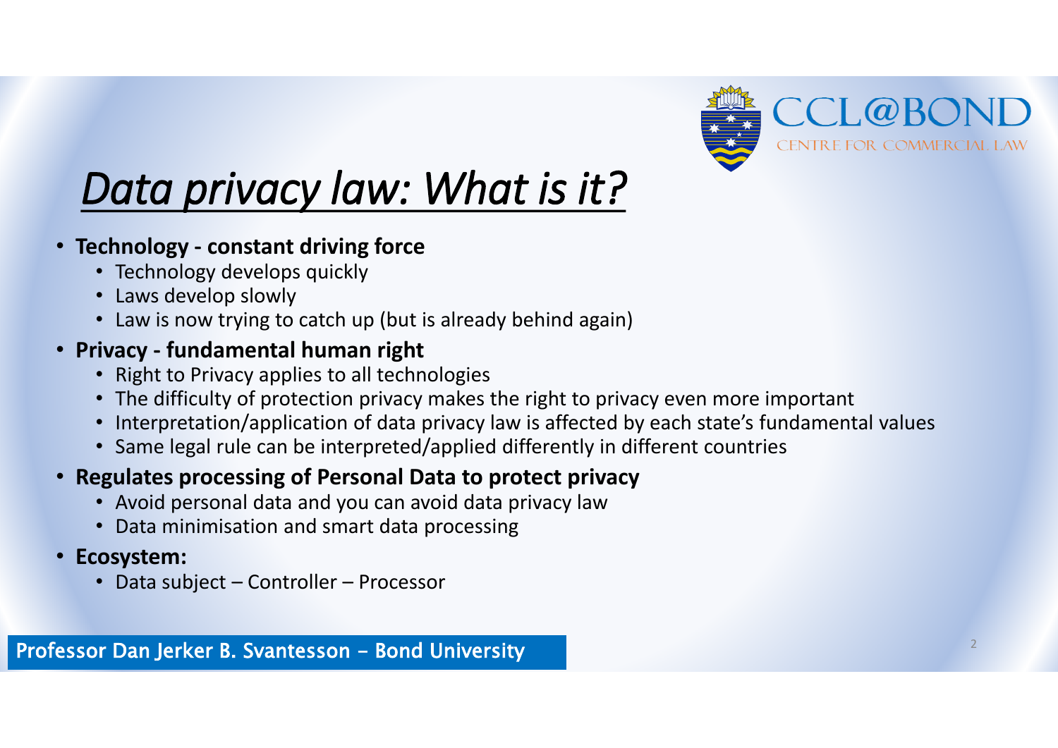# *Data privacy law: What is it?*

- **Technology - constant driving force**
  - Technology develops quickly
  - Laws develop slowly
  - Law is now trying to catch up (but is already behind again)
- **Privacy - fundamental human right**
  - Right to Privacy applies to all technologies
  - The difficulty of protection privacy makes the right to privacy even more important
  - Interpretation/application of data privacy law is affected by each state's fundamental values
  - Same legal rule can be interpreted/applied differently in different countries
- **Regulates processing of Personal Data to protect privacy**
  - Avoid personal data and you can avoid data privacy law
  - Data minimisation and smart data processing
- **Ecosystem:**
  - Data subject – Controller – Processor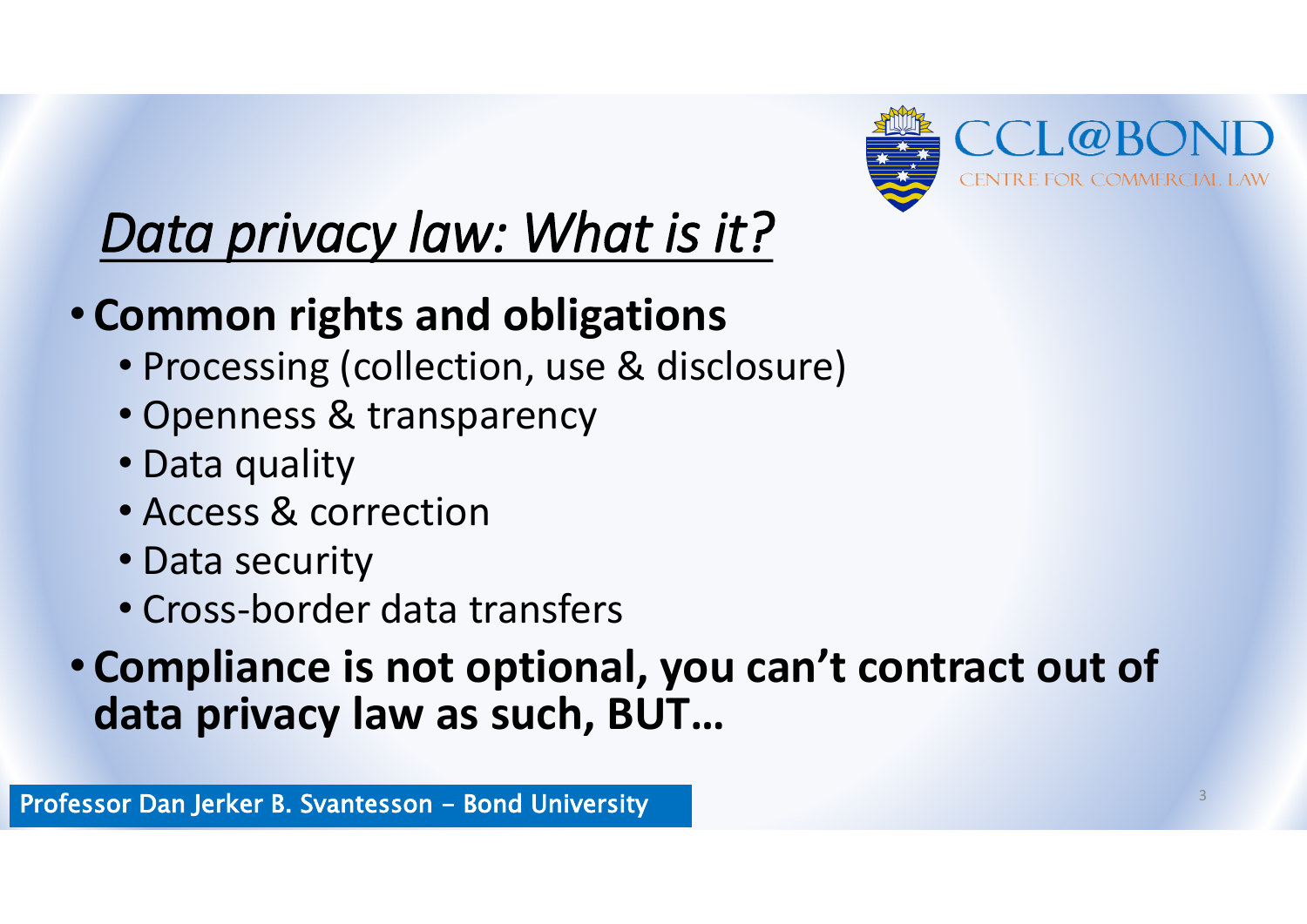# *Data privacy law: What is it?*

- **Common rights and obligations**
  - Processing (collection, use & disclosure)
  - Openness & transparency
  - Data quality
  - Access & correction
  - Data security
  - Cross-border data transfers
- **Compliance is not optional, you can't contract out of data privacy law as such, BUT…**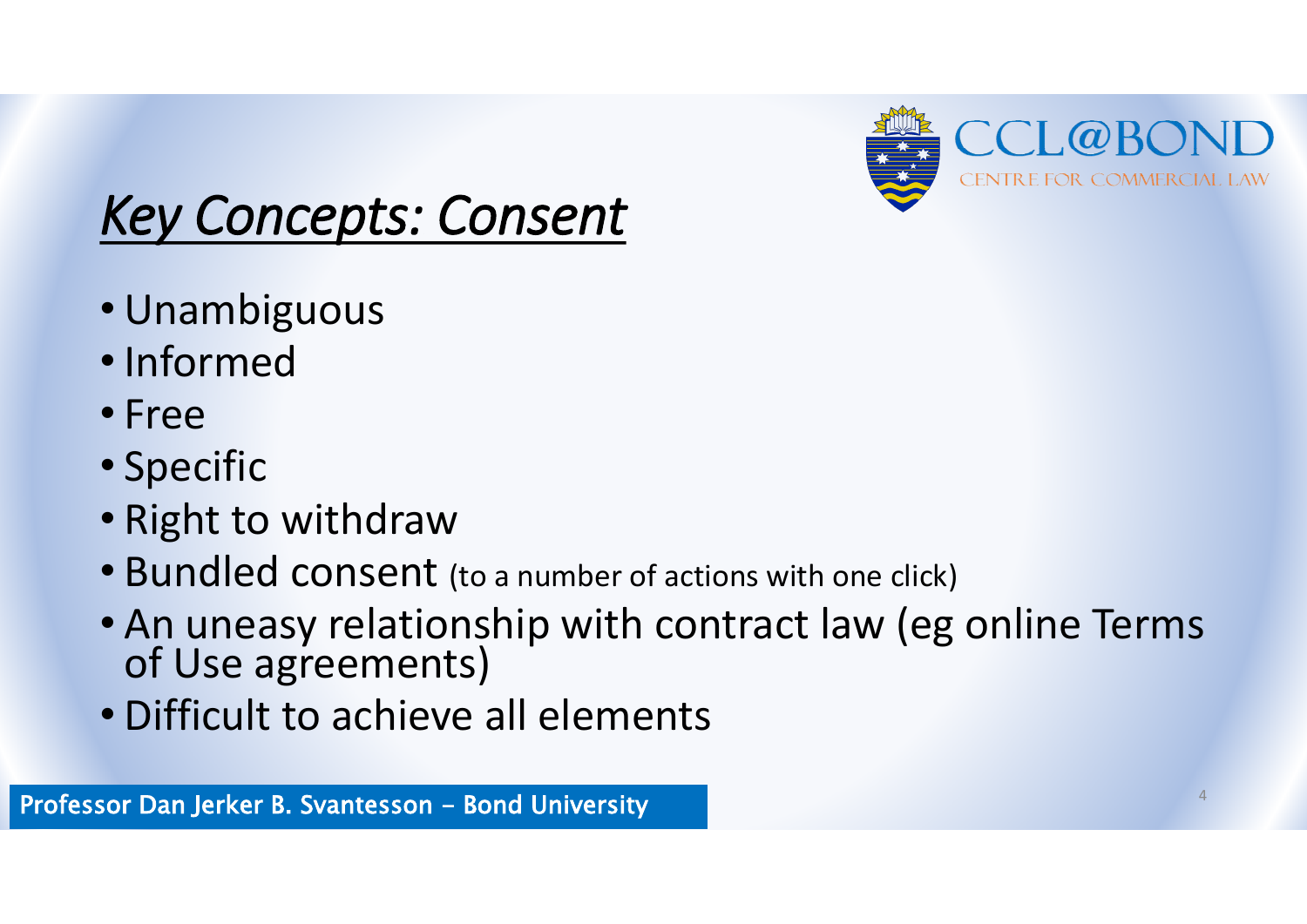# *Key Concepts: Consent*

- Unambiguous
- Informed
- Free
- Specific
- Right to withdraw
- Bundled consent (to a number of actions with one click)
- An uneasy relationship with contract law (eg online Terms of Use agreements)
- Difficult to achieve all elements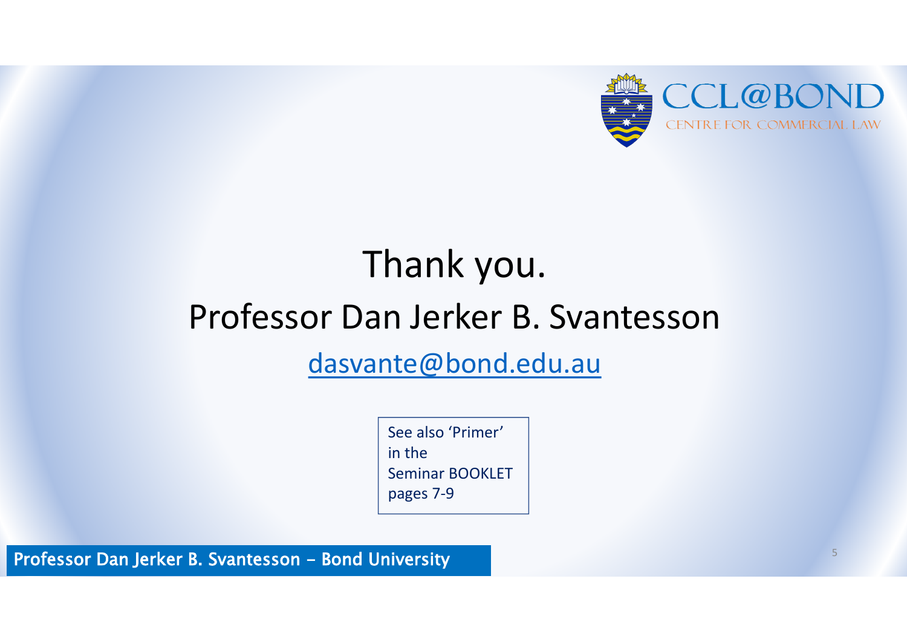CCL@BOND

CENTRE FOR COMMERCIAL LAW

# Thank you.

## Professor Dan Jerker B. Svantesson

dasvante@bond.edu.au

See also 'Primer' in the Seminar BOOKLET pages 7-9